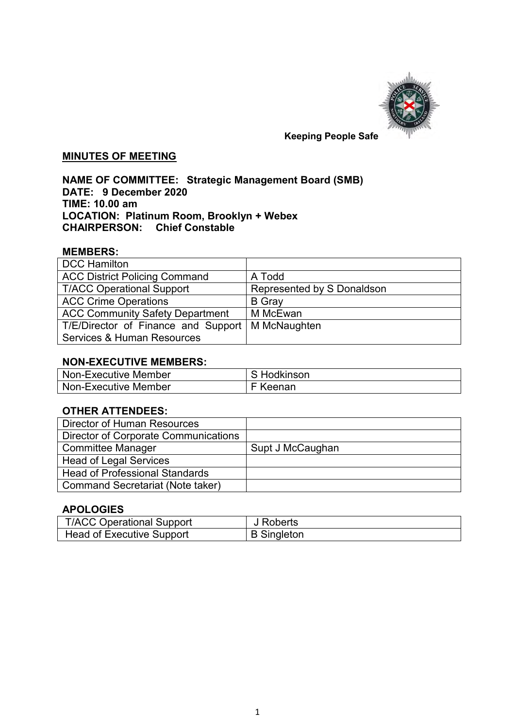Keeping People Safe

## MINUTES OF MEETING

**NAME OF COMMITTEE: Strategic Management Board (SMB)**
**DATE: 9 December 2020**
**TIME: 10.00 am**
**LOCATION: Platinum Room, Brooklyn + Webex**
**CHAIRPERSON: Chief Constable**

### MEMBERS:

| | |
|---|---|
| DCC Hamilton | |
| ACC District Policing Command | A Todd |
| T/ACC Operational Support | Represented by S Donaldson |
| ACC Crime Operations | B Gray |
| ACC Community Safety Department | M McEwan |
| T/E/Director of Finance and Support Services & Human Resources | M McNaughten |

### NON-EXECUTIVE MEMBERS:

| | |
|---|---|
| Non-Executive Member | S Hodkinson |
| Non-Executive Member | F Keenan |

### OTHER ATTENDEES:

| | |
|---|---|
| Director of Human Resources | |
| Director of Corporate Communications | |
| Committee Manager | Supt J McCaughan |
| Head of Legal Services | |
| Head of Professional Standards | |
| Command Secretariat (Note taker) | |

### APOLOGIES

| | |
|---|---|
| T/ACC Operational Support | J Roberts |
| Head of Executive Support | B Singleton |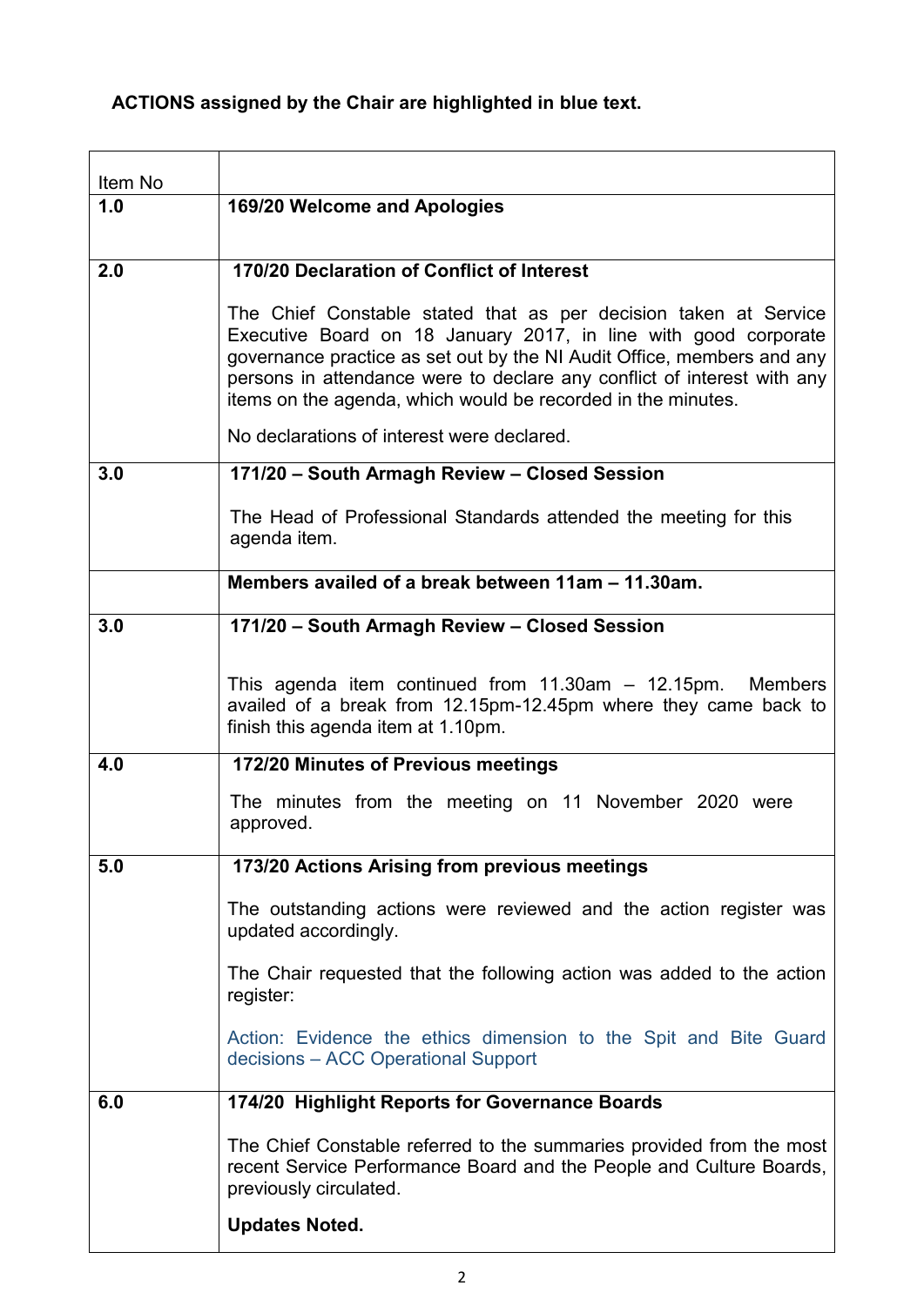**ACTIONS assigned by the Chair are highlighted in blue text.**

| Item No | |
|---|---|
| **1.0** | **169/20 Welcome and Apologies** |
| **2.0** | **170/20 Declaration of Conflict of Interest**<br><br>The Chief Constable stated that as per decision taken at Service Executive Board on 18 January 2017, in line with good corporate governance practice as set out by the NI Audit Office, members and any persons in attendance were to declare any conflict of interest with any items on the agenda, which would be recorded in the minutes.<br><br>No declarations of interest were declared. |
| **3.0** | **171/20 – South Armagh Review – Closed Session**<br><br>The Head of Professional Standards attended the meeting for this agenda item. |
| | **Members availed of a break between 11am – 11.30am.** |
| **3.0** | **171/20 – South Armagh Review – Closed Session**<br><br>This agenda item continued from 11.30am – 12.15pm. Members availed of a break from 12.15pm-12.45pm where they came back to finish this agenda item at 1.10pm. |
| **4.0** | **172/20 Minutes of Previous meetings**<br><br>The minutes from the meeting on 11 November 2020 were approved. |
| **5.0** | **173/20 Actions Arising from previous meetings**<br><br>The outstanding actions were reviewed and the action register was updated accordingly.<br><br>The Chair requested that the following action was added to the action register:<br><br>Action: Evidence the ethics dimension to the Spit and Bite Guard decisions – ACC Operational Support |
| **6.0** | **174/20 Highlight Reports for Governance Boards**<br><br>The Chief Constable referred to the summaries provided from the most recent Service Performance Board and the People and Culture Boards, previously circulated.<br><br>**Updates Noted.** |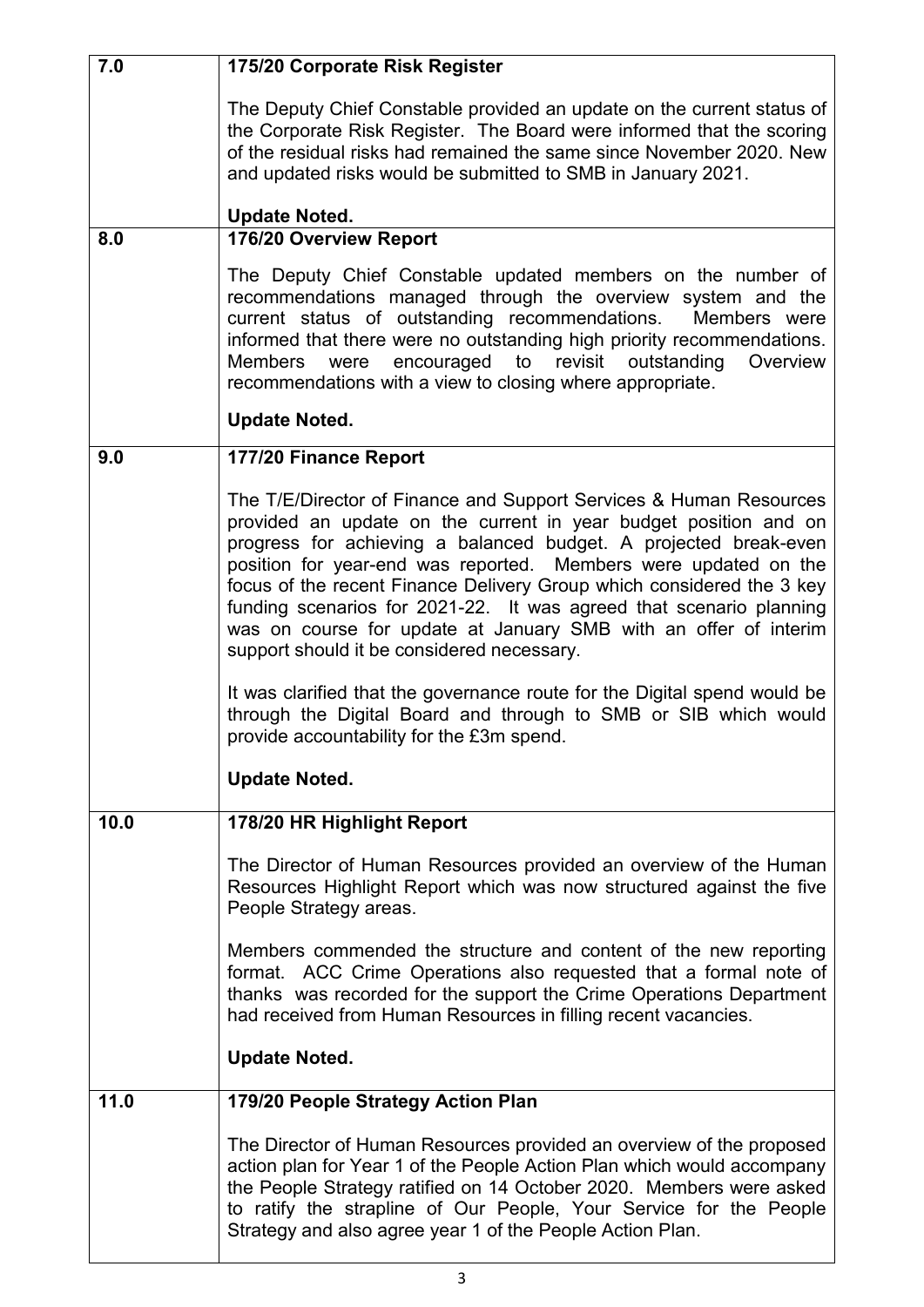| | |
|---|---|
| 7.0 | **175/20 Corporate Risk Register**<br><br>The Deputy Chief Constable provided an update on the current status of the Corporate Risk Register. The Board were informed that the scoring of the residual risks had remained the same since November 2020. New and updated risks would be submitted to SMB in January 2021.<br><br>**Update Noted.** |
| 8.0 | **176/20 Overview Report**<br><br>The Deputy Chief Constable updated members on the number of recommendations managed through the overview system and the current status of outstanding recommendations. Members were informed that there were no outstanding high priority recommendations. Members were encouraged to revisit outstanding Overview recommendations with a view to closing where appropriate.<br><br>**Update Noted.** |
| 9.0 | **177/20 Finance Report**<br><br>The T/E/Director of Finance and Support Services & Human Resources provided an update on the current in year budget position and on progress for achieving a balanced budget. A projected break-even position for year-end was reported. Members were updated on the focus of the recent Finance Delivery Group which considered the 3 key funding scenarios for 2021-22. It was agreed that scenario planning was on course for update at January SMB with an offer of interim support should it be considered necessary.<br><br>It was clarified that the governance route for the Digital spend would be through the Digital Board and through to SMB or SIB which would provide accountability for the £3m spend.<br><br>**Update Noted.** |
| 10.0 | **178/20 HR Highlight Report**<br><br>The Director of Human Resources provided an overview of the Human Resources Highlight Report which was now structured against the five People Strategy areas.<br><br>Members commended the structure and content of the new reporting format. ACC Crime Operations also requested that a formal note of thanks was recorded for the support the Crime Operations Department had received from Human Resources in filling recent vacancies.<br><br>**Update Noted.** |
| 11.0 | **179/20 People Strategy Action Plan**<br><br>The Director of Human Resources provided an overview of the proposed action plan for Year 1 of the People Action Plan which would accompany the People Strategy ratified on 14 October 2020. Members were asked to ratify the strapline of Our People, Your Service for the People Strategy and also agree year 1 of the People Action Plan. |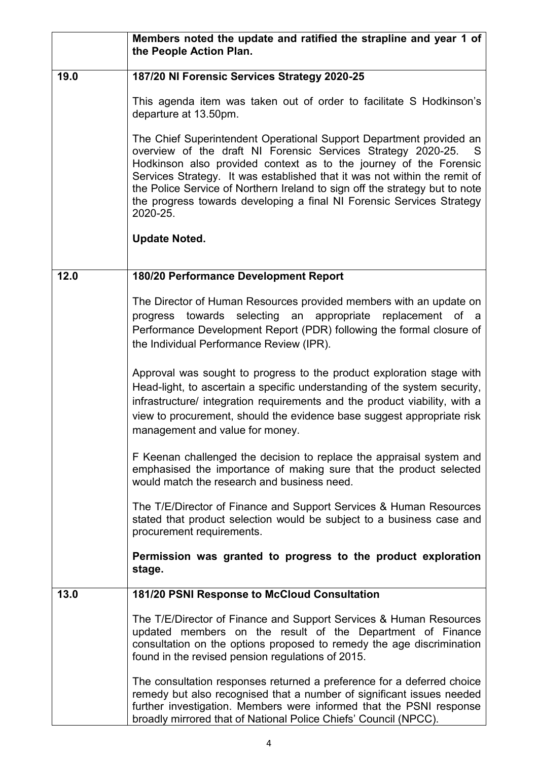| | |
|---|---|
| | **Members noted the update and ratified the strapline and year 1 of the People Action Plan.** |
| **19.0** | **187/20 NI Forensic Services Strategy 2020-25**<br><br>This agenda item was taken out of order to facilitate S Hodkinson's departure at 13.50pm.<br><br>The Chief Superintendent Operational Support Department provided an overview of the draft NI Forensic Services Strategy 2020-25. S Hodkinson also provided context as to the journey of the Forensic Services Strategy. It was established that it was not within the remit of the Police Service of Northern Ireland to sign off the strategy but to note the progress towards developing a final NI Forensic Services Strategy 2020-25.<br><br>**Update Noted.** |
| **12.0** | **180/20 Performance Development Report**<br><br>The Director of Human Resources provided members with an update on progress towards selecting an appropriate replacement of a Performance Development Report (PDR) following the formal closure of the Individual Performance Review (IPR).<br><br>Approval was sought to progress to the product exploration stage with Head-light, to ascertain a specific understanding of the system security, infrastructure/ integration requirements and the product viability, with a view to procurement, should the evidence base suggest appropriate risk management and value for money.<br><br>F Keenan challenged the decision to replace the appraisal system and emphasised the importance of making sure that the product selected would match the research and business need.<br><br>The T/E/Director of Finance and Support Services & Human Resources stated that product selection would be subject to a business case and procurement requirements.<br><br>**Permission was granted to progress to the product exploration stage.** |
| **13.0** | **181/20 PSNI Response to McCloud Consultation**<br><br>The T/E/Director of Finance and Support Services & Human Resources updated members on the result of the Department of Finance consultation on the options proposed to remedy the age discrimination found in the revised pension regulations of 2015.<br><br>The consultation responses returned a preference for a deferred choice remedy but also recognised that a number of significant issues needed further investigation. Members were informed that the PSNI response broadly mirrored that of National Police Chiefs' Council (NPCC). |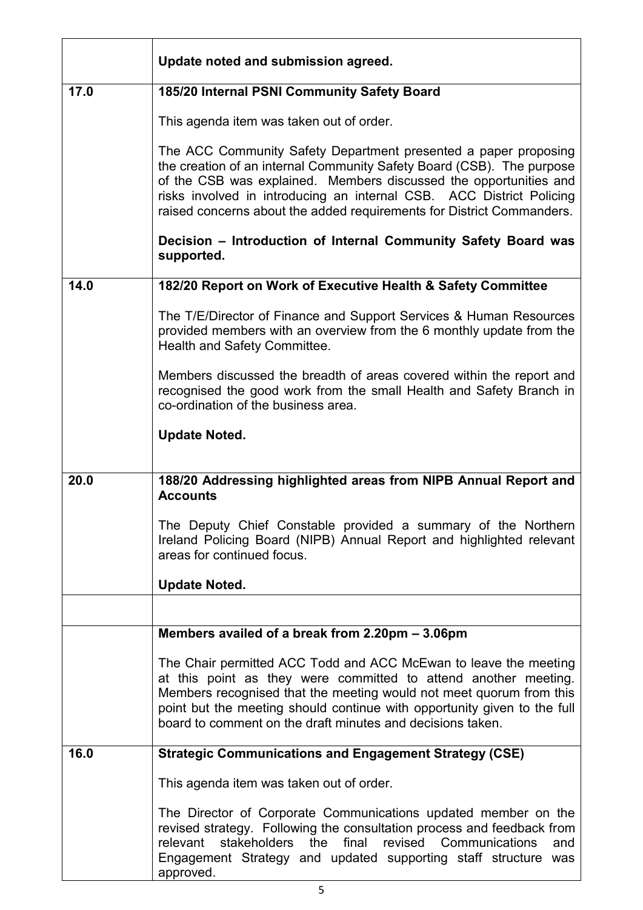| | |
|---|---|
| | **Update noted and submission agreed.** |
| **17.0** | **185/20 Internal PSNI Community Safety Board**<br><br>This agenda item was taken out of order.<br><br>The ACC Community Safety Department presented a paper proposing the creation of an internal Community Safety Board (CSB). The purpose of the CSB was explained. Members discussed the opportunities and risks involved in introducing an internal CSB. ACC District Policing raised concerns about the added requirements for District Commanders.<br><br>**Decision – Introduction of Internal Community Safety Board was supported.** |
| **14.0** | **182/20 Report on Work of Executive Health & Safety Committee**<br><br>The T/E/Director of Finance and Support Services & Human Resources provided members with an overview from the 6 monthly update from the Health and Safety Committee.<br><br>Members discussed the breadth of areas covered within the report and recognised the good work from the small Health and Safety Branch in co-ordination of the business area.<br><br>**Update Noted.** |
| **20.0** | **188/20 Addressing highlighted areas from NIPB Annual Report and Accounts**<br><br>The Deputy Chief Constable provided a summary of the Northern Ireland Policing Board (NIPB) Annual Report and highlighted relevant areas for continued focus.<br><br>**Update Noted.** |
| | |
| | **Members availed of a break from 2.20pm – 3.06pm**<br><br>The Chair permitted ACC Todd and ACC McEwan to leave the meeting at this point as they were committed to attend another meeting. Members recognised that the meeting would not meet quorum from this point but the meeting should continue with opportunity given to the full board to comment on the draft minutes and decisions taken. |
| **16.0** | **Strategic Communications and Engagement Strategy (CSE)**<br><br>This agenda item was taken out of order.<br><br>The Director of Corporate Communications updated member on the revised strategy. Following the consultation process and feedback from relevant stakeholders the final revised Communications and Engagement Strategy and updated supporting staff structure was approved. |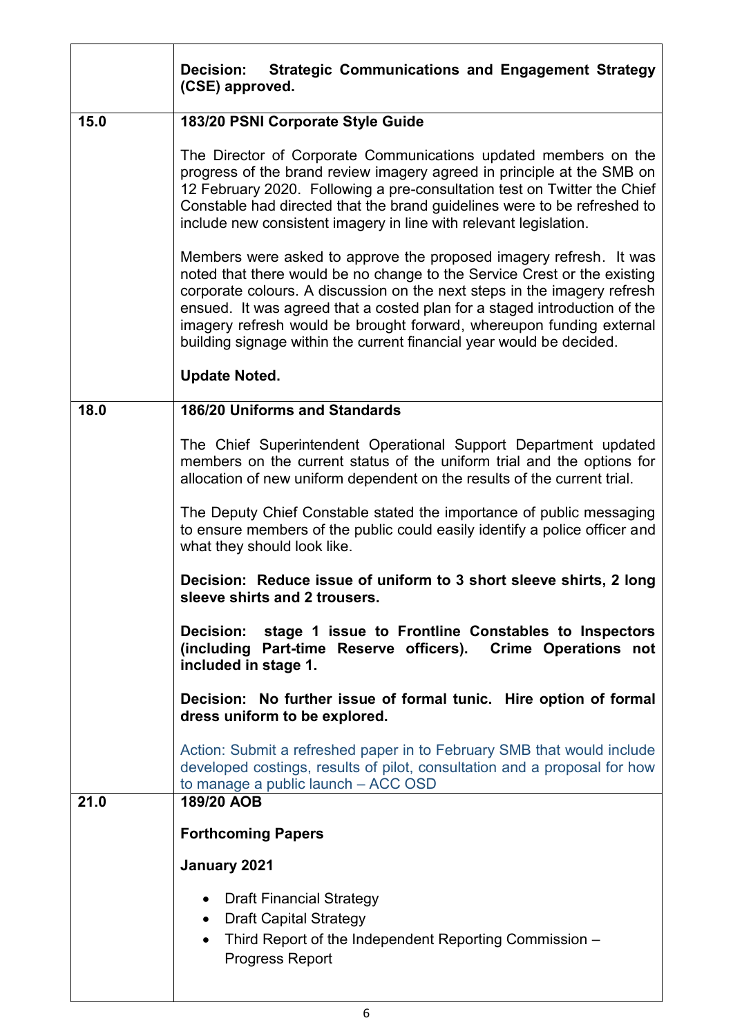| | |
|---|---|
| | **Decision: Strategic Communications and Engagement Strategy (CSE) approved.** |
| 15.0 | **183/20 PSNI Corporate Style Guide**<br><br>The Director of Corporate Communications updated members on the progress of the brand review imagery agreed in principle at the SMB on 12 February 2020. Following a pre-consultation test on Twitter the Chief Constable had directed that the brand guidelines were to be refreshed to include new consistent imagery in line with relevant legislation.<br><br>Members were asked to approve the proposed imagery refresh. It was noted that there would be no change to the Service Crest or the existing corporate colours. A discussion on the next steps in the imagery refresh ensued. It was agreed that a costed plan for a staged introduction of the imagery refresh would be brought forward, whereupon funding external building signage within the current financial year would be decided.<br><br>**Update Noted.** |
| 18.0 | **186/20 Uniforms and Standards**<br><br>The Chief Superintendent Operational Support Department updated members on the current status of the uniform trial and the options for allocation of new uniform dependent on the results of the current trial.<br><br>The Deputy Chief Constable stated the importance of public messaging to ensure members of the public could easily identify a police officer and what they should look like.<br><br>**Decision: Reduce issue of uniform to 3 short sleeve shirts, 2 long sleeve shirts and 2 trousers.**<br><br>**Decision: stage 1 issue to Frontline Constables to Inspectors (including Part-time Reserve officers). Crime Operations not included in stage 1.**<br><br>**Decision: No further issue of formal tunic. Hire option of formal dress uniform to be explored.**<br><br>Action: Submit a refreshed paper in to February SMB that would include developed costings, results of pilot, consultation and a proposal for how to manage a public launch – ACC OSD |
| 21.0 | **189/20 AOB**<br><br>**Forthcoming Papers**<br><br>**January 2021**<br><br>• Draft Financial Strategy<br>• Draft Capital Strategy<br>• Third Report of the Independent Reporting Commission – Progress Report |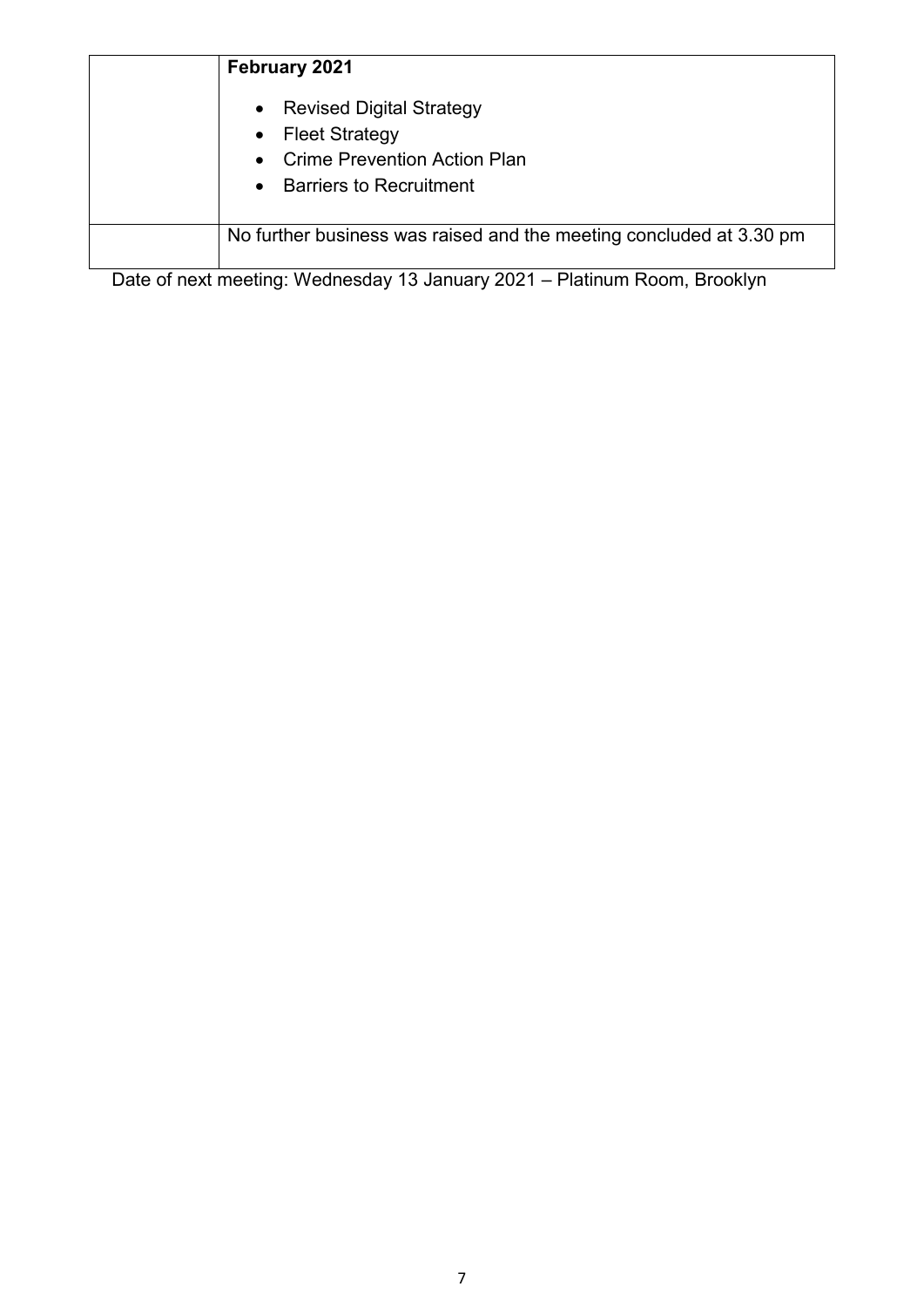| | |
|---|---|
| | **February 2021**<br><br>• Revised Digital Strategy<br>• Fleet Strategy<br>• Crime Prevention Action Plan<br>• Barriers to Recruitment |
| | No further business was raised and the meeting concluded at 3.30 pm |

Date of next meeting: Wednesday 13 January 2021 – Platinum Room, Brooklyn